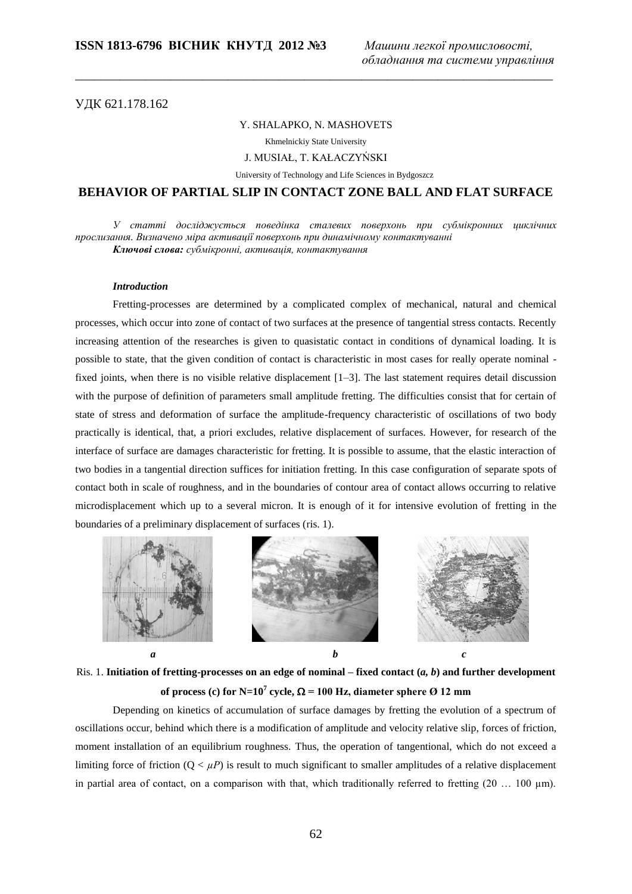УДК 621.178.162

Y. SHALAPKO, N. MASHOVETS

Khmelnickiy State University

J. MUSIAŁ, T. KAŁACZYŃSKI

University of Technology and Life Sciences in Bydgoszcz

# BEHAVIOR OF PARTIAL SLIP IN CONTACT ZONE BALL AND FLAT SURFACE

*У статті досліджується поведінка сталевих поверхонь при субмікронних циклічних прослизання. Визначено міра активації поверхонь при динамічному контактуванні*

***Ключові слова:*** *субмікронні, активація, контактування*

### *Introduction*

Fretting-processes are determined by a complicated complex of mechanical, natural and chemical processes, which occur into zone of contact of two surfaces at the presence of tangential stress contacts. Recently increasing attention of the researches is given to quasistatic contact in conditions of dynamical loading. It is possible to state, that the given condition of contact is characteristic in most cases for really operate nominal - fixed joints, when there is no visible relative displacement [1–3]. The last statement requires detail discussion with the purpose of definition of parameters small amplitude fretting. The difficulties consist that for certain of state of stress and deformation of surface the amplitude-frequency characteristic of oscillations of two body practically is identical, that, a priori excludes, relative displacement of surfaces. However, for research of the interface of surface are damages characteristic for fretting. It is possible to assume, that the elastic interaction of two bodies in a tangential direction suffices for initiation fretting. In this case configuration of separate spots of contact both in scale of roughness, and in the boundaries of contour area of contact allows occurring to relative microdisplacement which up to a several micron. It is enough of it for intensive evolution of fretting in the boundaries of a preliminary displacement of surfaces (ris. 1).

***a*** ***b*** ***c***

Ris. 1. **Initiation of fretting-processes on an edge of nominal – fixed contact (*a, b*) and further development of process (c) for N=$10^7$ cycle, $\Omega$ = 100 Hz, diameter sphere Ø 12 mm**

Depending on kinetics of accumulation of surface damages by fretting the evolution of a spectrum of oscillations occur, behind which there is a modification of amplitude and velocity relative slip, forces of friction, moment installation of an equilibrium roughness. Thus, the operation of tangentional, which do not exceed a limiting force of friction ($Q < \mu P$) is result to much significant to smaller amplitudes of a relative displacement in partial area of contact, on a comparison with that, which traditionally referred to fretting (20 … 100 μm).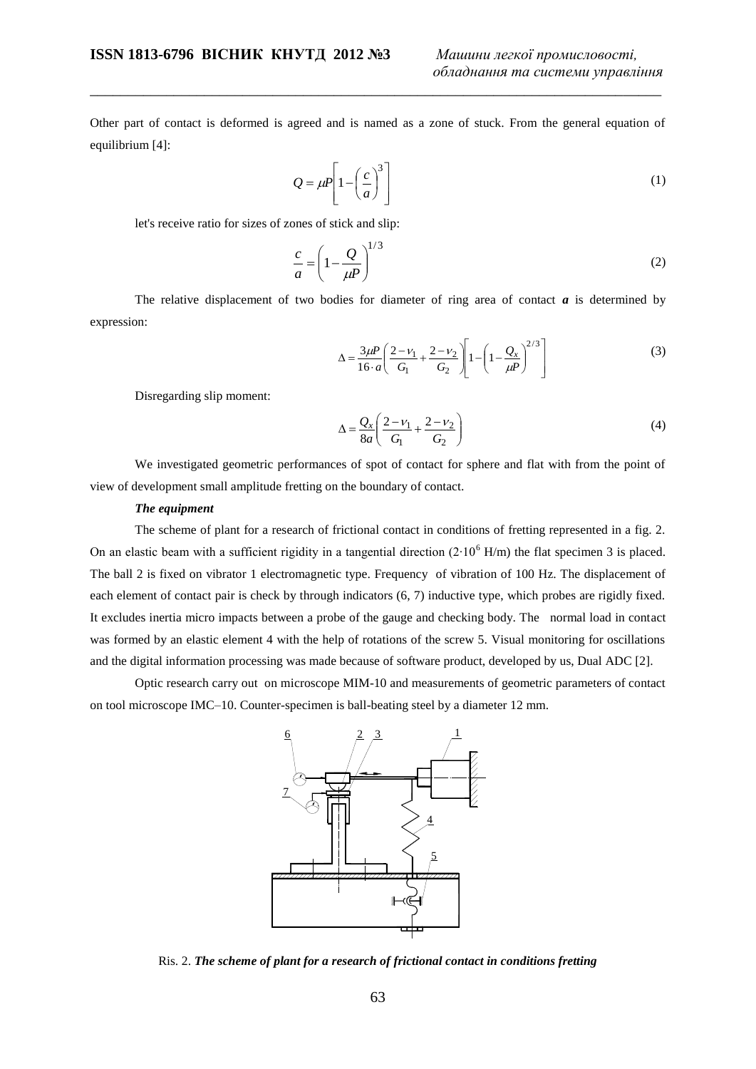Other part of contact is deformed is agreed and is named as a zone of stuck. From the general equation of equilibrium [4]:

$$Q = \mu P\left[1-\left(\frac{c}{a}\right)^3\right] \tag{1}$$

let's receive ratio for sizes of zones of stick and slip:

$$\frac{c}{a} = \left(1-\frac{Q}{\mu P}\right)^{1/3} \tag{2}$$

The relative displacement of two bodies for diameter of ring area of contact ***a*** is determined by expression:

$$\Delta = \frac{3\mu P}{16\cdot a}\left(\frac{2-\nu_1}{G_1}+\frac{2-\nu_2}{G_2}\right)\left[1-\left(1-\frac{Q_x}{\mu P}\right)^{2/3}\right] \tag{3}$$

Disregarding slip moment:

$$\Delta = \frac{Q_x}{8a}\left(\frac{2-\nu_1}{G_1}+\frac{2-\nu_2}{G_2}\right) \tag{4}$$

We investigated geometric performances of spot of contact for sphere and flat with from the point of view of development small amplitude fretting on the boundary of contact.

***The equipment***

The scheme of plant for a research of frictional contact in conditions of fretting represented in a fig. 2. On an elastic beam with a sufficient rigidity in a tangential direction ($2\cdot10^6$ H/m) the flat specimen 3 is placed. The ball 2 is fixed on vibrator 1 electromagnetic type. Frequency of vibration of 100 Hz. The displacement of each element of contact pair is check by through indicators (6, 7) inductive type, which probes are rigidly fixed. It excludes inertia micro impacts between a probe of the gauge and checking body. The normal load in contact was formed by an elastic element 4 with the help of rotations of the screw 5. Visual monitoring for oscillations and the digital information processing was made because of software product, developed by us, Dual ADC [2].

Optic research carry out on microscope MIM-10 and measurements of geometric parameters of contact on tool microscope IMC–10. Counter-specimen is ball-beating steel by a diameter 12 mm.

Ris. 2. ***The scheme of plant for a research of frictional contact in conditions fretting***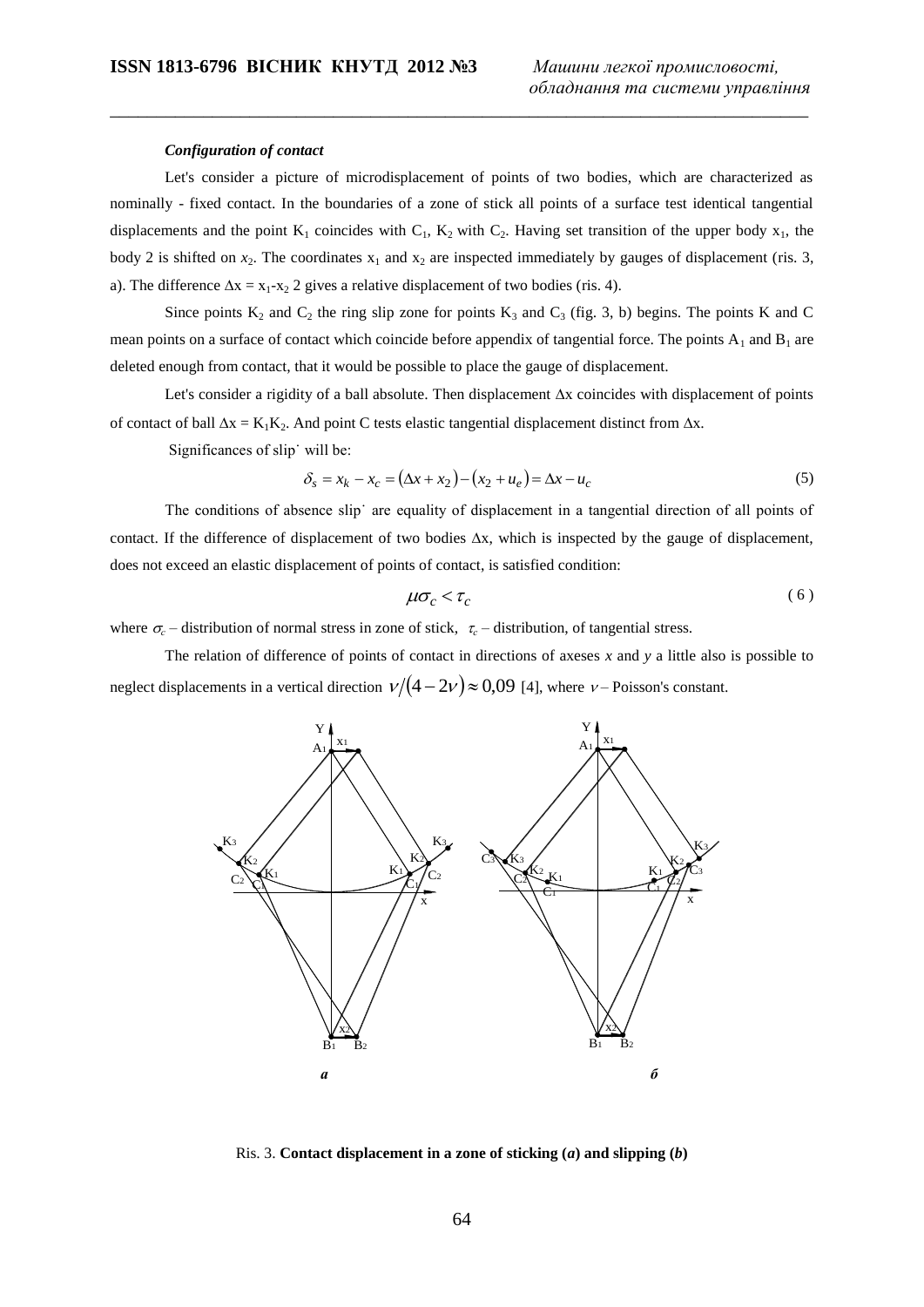***Configuration of contact***

Let's consider a picture of microdisplacement of points of two bodies, which are characterized as nominally - fixed contact. In the boundaries of a zone of stick all points of a surface test identical tangential displacements and the point $K_1$ coincides with $C_1$, $K_2$ with $C_2$. Having set transition of the upper body $x_1$, the body 2 is shifted on $x_2$. The coordinates $x_1$ and $x_2$ are inspected immediately by gauges of displacement (ris. 3, a). The difference $\Delta x = x_1$-$x_2$ 2 gives a relative displacement of two bodies (ris. 4).

Since points $K_2$ and $C_2$ the ring slip zone for points $K_3$ and $C_3$ (fig. 3, b) begins. The points K and C mean points on a surface of contact which coincide before appendix of tangential force. The points $A_1$ and $B_1$ are deleted enough from contact, that it would be possible to place the gauge of displacement.

Let's consider a rigidity of a ball absolute. Then displacement $\Delta x$ coincides with displacement of points of contact of ball $\Delta x = K_1K_2$. And point C tests elastic tangential displacement distinct from $\Delta x$.

Significances of slip˙ will be:

$$\delta_s = x_k - x_c = (\Delta x + x_2) - (x_2 + u_e) = \Delta x - u_c \tag{5}$$

The conditions of absence slip˙ are equality of displacement in a tangential direction of all points of contact. If the difference of displacement of two bodies $\Delta x$, which is inspected by the gauge of displacement, does not exceed an elastic displacement of points of contact, is satisfied condition:

$$\mu\sigma_c < \tau_c \tag{6}$$

where $\sigma_c$ – distribution of normal stress in zone of stick, $\tau_c$ – distribution, of tangential stress.

The relation of difference of points of contact in directions of axeses *x* and *y* a little also is possible to neglect displacements in a vertical direction $\nu/(4-2\nu) \approx 0{,}09$ [4], where $\nu$ – Poisson's constant.

Ris. 3. **Contact displacement in a zone of sticking (*a*) and slipping (*b*)**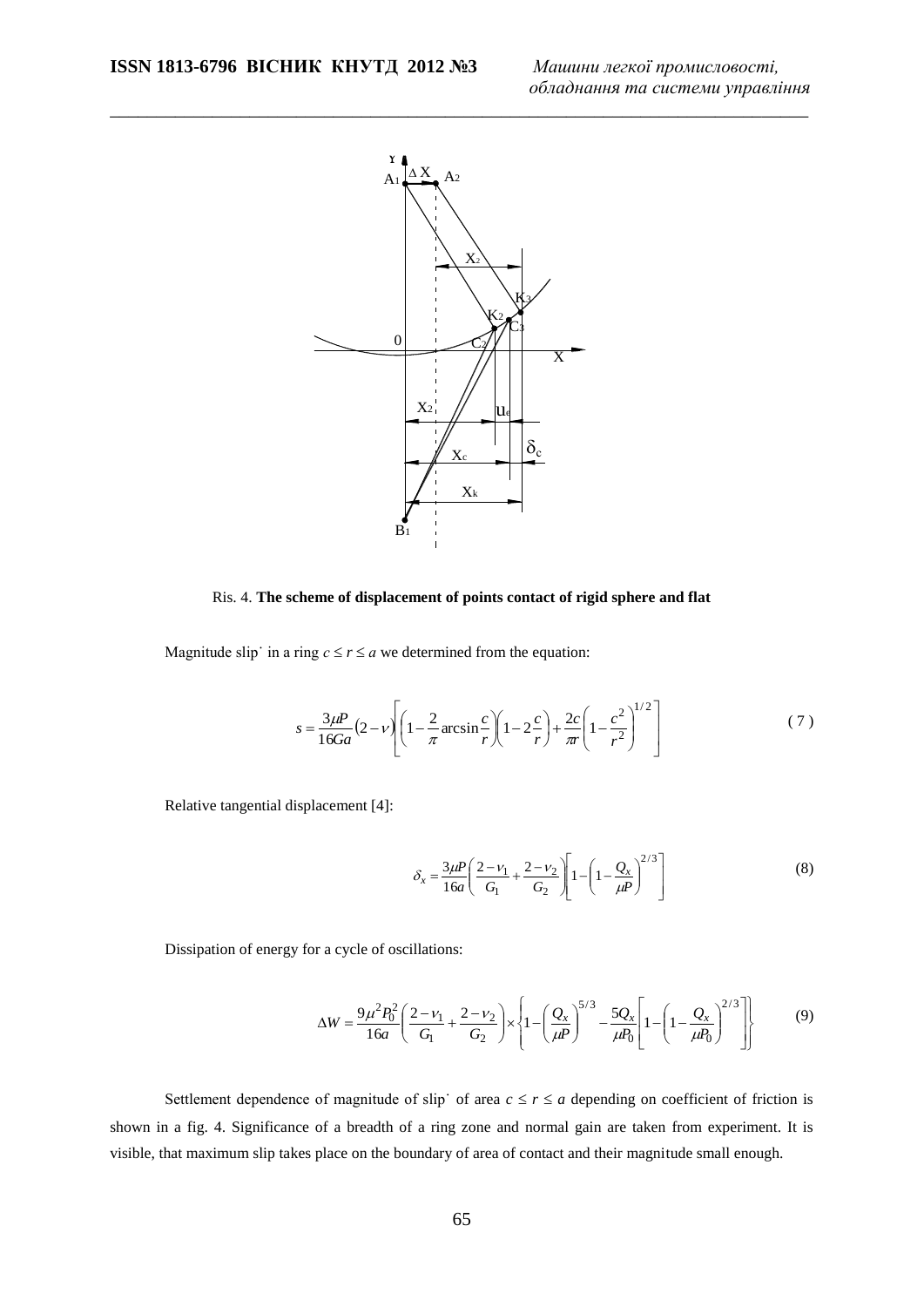Ris. 4. **The scheme of displacement of points contact of rigid sphere and flat**

Magnitude slip˙ in a ring $c \le r \le a$ we determined from the equation:

$$s = \frac{3\mu P}{16Ga}(2-\nu)\left[\left(1-\frac{2}{\pi}\arcsin\frac{c}{r}\right)\left(1-2\frac{c}{r}\right)+\frac{2c}{\pi r}\left(1-\frac{c^2}{r^2}\right)^{1/2}\right] \qquad (7)$$

Relative tangential displacement [4]:

$$\delta_x = \frac{3\mu P}{16a}\left(\frac{2-\nu_1}{G_1}+\frac{2-\nu_2}{G_2}\right)\left[1-\left(1-\frac{Q_x}{\mu P}\right)^{2/3}\right] \qquad (8)$$

Dissipation of energy for a cycle of oscillations:

$$\Delta W = \frac{9\mu^2 P_0^2}{16a}\left(\frac{2-\nu_1}{G_1}+\frac{2-\nu_2}{G_2}\right)\times\left\{1-\left(\frac{Q_x}{\mu P}\right)^{5/3}-\frac{5Q_x}{\mu P_0}\left[1-\left(1-\frac{Q_x}{\mu P_0}\right)^{2/3}\right]\right\} \qquad (9)$$

Settlement dependence of magnitude of slip˙ of area $c \le r \le a$ depending on coefficient of friction is shown in a fig. 4. Significance of a breadth of a ring zone and normal gain are taken from experiment. It is visible, that maximum slip takes place on the boundary of area of contact and their magnitude small enough.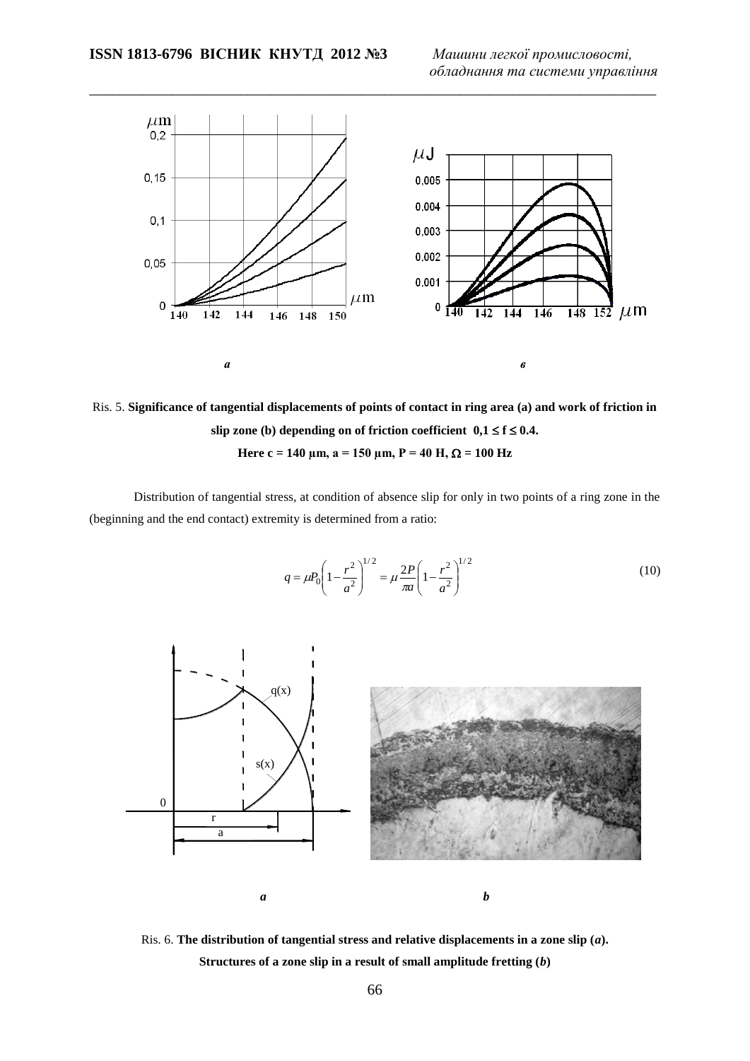Ris. 5. **Significance of tangential displacements of points of contact in ring area (a) and work of friction in slip zone (b) depending on of friction coefficient $0{,}1 \le f \le 0.4$.**

**Here c = 140 µm, a = 150 µm, P = 40 H, $\Omega$ = 100 Hz**

Distribution of tangential stress, at condition of absence slip for only in two points of a ring zone in the (beginning and the end contact) extremity is determined from a ratio:

$$q = \mu P_0 \left(1 - \frac{r^2}{a^2}\right)^{1/2} = \mu \frac{2P}{\pi a}\left(1 - \frac{r^2}{a^2}\right)^{1/2} \tag{10}$$

Ris. 6. **The distribution of tangential stress and relative displacements in a zone slip (*a*). Structures of a zone slip in a result of small amplitude fretting (*b*)**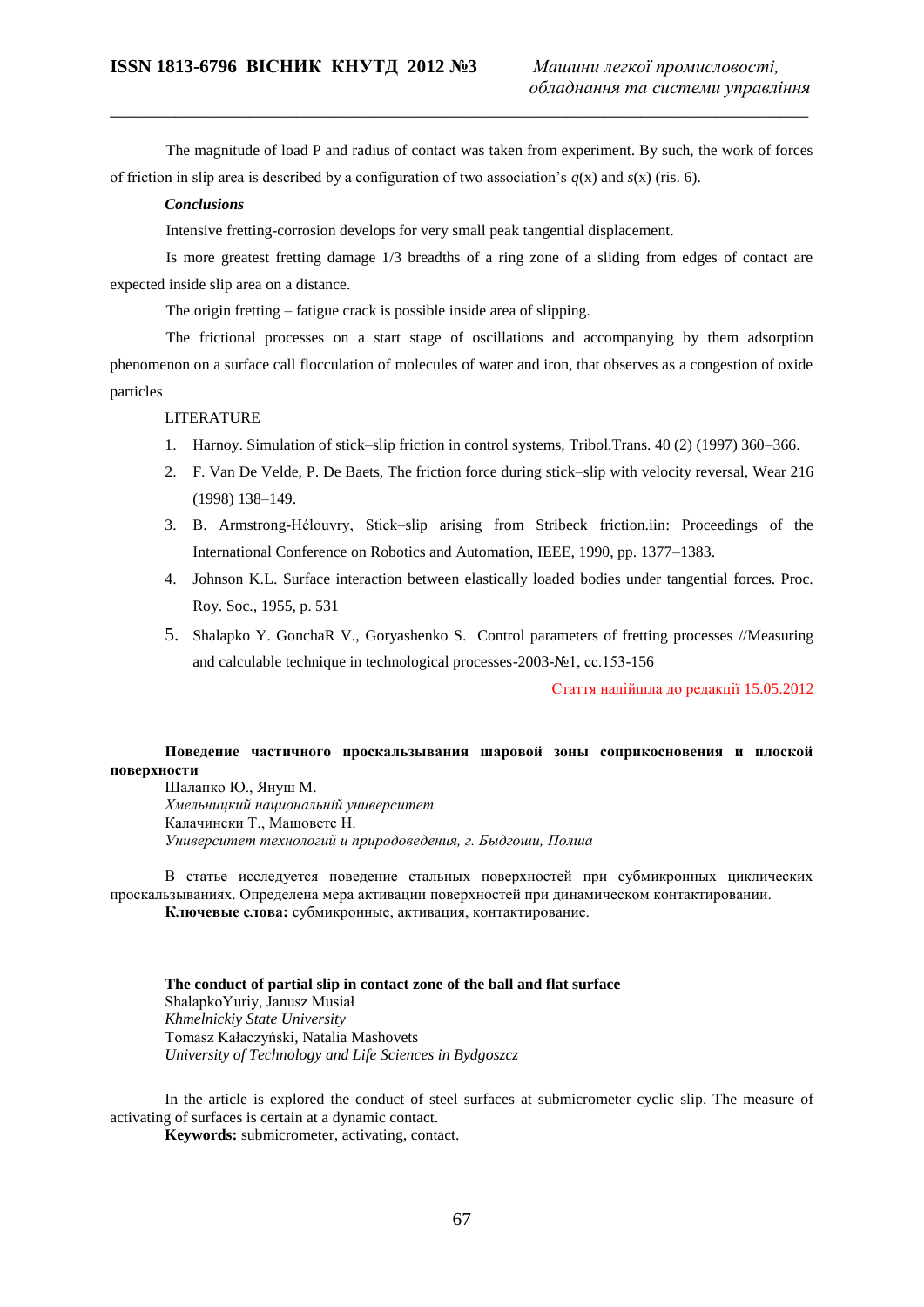The magnitude of load P and radius of contact was taken from experiment. By such, the work of forces of friction in slip area is described by a configuration of two association's $q(x)$ and $s(x)$ (ris. 6).

***Conclusions***

Intensive fretting-corrosion develops for very small peak tangential displacement.

Is more greatest fretting damage 1/3 breadths of a ring zone of a sliding from edges of contact are expected inside slip area on a distance.

The origin fretting – fatigue crack is possible inside area of slipping.

The frictional processes on a start stage of oscillations and accompanying by them adsorption phenomenon on a surface call flocculation of molecules of water and iron, that observes as a congestion of oxide particles

LITERATURE

1. Harnoy. Simulation of stick–slip friction in control systems, Tribol.Trans. 40 (2) (1997) 360–366.
2. F. Van De Velde, P. De Baets, The friction force during stick–slip with velocity reversal, Wear 216 (1998) 138–149.
3. B. Armstrong-Hélouvry, Stick–slip arising from Stribeck friction.iin: Proceedings of the International Conference on Robotics and Automation, IEEE, 1990, pp. 1377–1383.
4. Johnson K.L. Surface interaction between elastically loaded bodies under tangential forces. Proc. Roy. Soc., 1955, p. 531
5. Shalapko Y. GonchaR V., Goryashenko S. Control parameters of fretting processes //Measuring and calculable technique in technological processes-2003-№1, cc.153-156

Стаття надійшла до редакції 15.05.2012

**Поведение частичного проскальзывания шаровой зоны соприкосновения и плоской поверхности**

Шалапко Ю., Януш М.

*Хмельницкий национальнй университет*

Калачински Т., Машоветс Н.

*Университет технологий и природоведения, г. Быдгоши, Польша*

В статье исследуется поведение стальных поверхностей при субмикронных циклических проскальзываниях. Определена мера активации поверхностей при динамическом контактировании.

**Ключевые слова:** субмикронные, активация, контактирование.

**The conduct of partial slip in contact zone of the ball and flat surface**

ShalapkoYuriy, Janusz Musiał

*Khmelnickiy State University*

Tomasz Kałaczyński, Natalia Mashovets

*University of Technology and Life Sciences in Bydgoszcz*

In the article is explored the conduct of steel surfaces at submicrometer cyclic slip. The measure of activating of surfaces is certain at a dynamic contact.

**Keywords:** submicrometer, activating, contact.